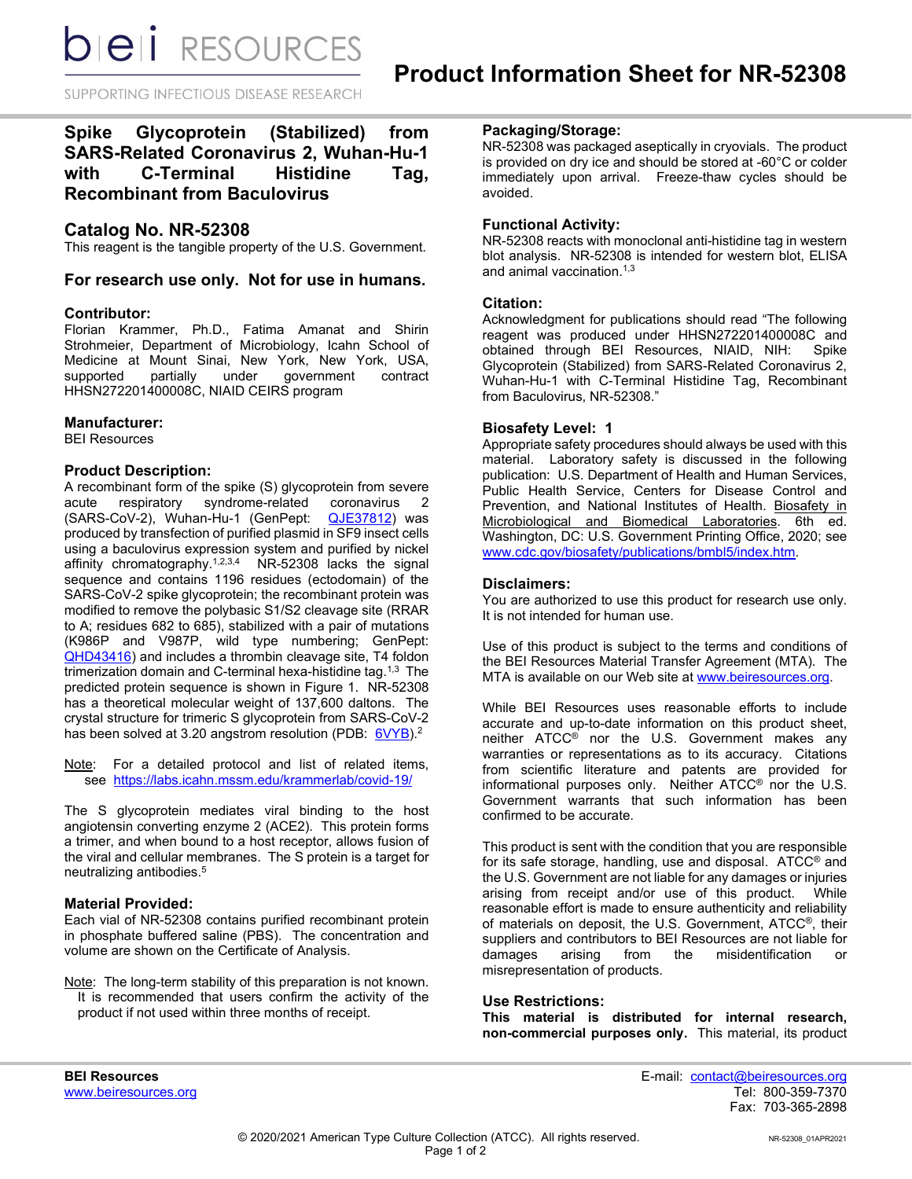# Product Information Sheet for NR-52308

## Spike Glycoprotein (Stabilized) from SARS-Related Coronavirus 2, Wuhan-Hu-1 with C-Terminal Histidine Tag, Recombinant from Baculovirus

## Catalog No. NR-52308

This reagent is the tangible property of the U.S. Government.

### For research use only. Not for use in humans.

### Contributor:

Florian Krammer, Ph.D., Fatima Amanat and Shirin Strohmeier, Department of Microbiology, Icahn School of Medicine at Mount Sinai, New York, New York, USA, supported partially under government contract HHSN272201400008C, NIAID CEIRS program

### Manufacturer:

BEI Resources

### Product Description:

A recombinant form of the spike (S) glycoprotein from severe acute respiratory syndrome-related coronavirus 2 (SARS-CoV-2), Wuhan-Hu-1 (GenPept: QJE37812) was produced by transfection of purified plasmid in SF9 insect cells using a baculovirus expression system and purified by nickel affinity chromatography.[1,2,3,4] NR-52308 lacks the signal sequence and contains 1196 residues (ectodomain) of the SARS-CoV-2 spike glycoprotein; the recombinant protein was modified to remove the polybasic S1/S2 cleavage site (RRAR to A; residues 682 to 685), stabilized with a pair of mutations (K986P and V987P, wild type numbering; GenPept: QHD43416) and includes a thrombin cleavage site, T4 foldon trimerization domain and C-terminal hexa-histidine tag.[1,3] The predicted protein sequence is shown in Figure 1. NR-52308 has a theoretical molecular weight of 137,600 daltons. The crystal structure for trimeric S glycoprotein from SARS-CoV-2 has been solved at 3.20 angstrom resolution (PDB: 6VYB).[2]

Note: For a detailed protocol and list of related items, see https://labs.icahn.mssm.edu/krammerlab/covid-19/

The S glycoprotein mediates viral binding to the host angiotensin converting enzyme 2 (ACE2). This protein forms a trimer, and when bound to a host receptor, allows fusion of the viral and cellular membranes. The S protein is a target for neutralizing antibodies.[5]

### Material Provided:

Each vial of NR-52308 contains purified recombinant protein in phosphate buffered saline (PBS). The concentration and volume are shown on the Certificate of Analysis.

Note: The long-term stability of this preparation is not known. It is recommended that users confirm the activity of the product if not used within three months of receipt.

### Packaging/Storage:

NR-52308 was packaged aseptically in cryovials. The product is provided on dry ice and should be stored at -60°C or colder immediately upon arrival. Freeze-thaw cycles should be avoided.

### Functional Activity:

NR-52308 reacts with monoclonal anti-histidine tag in western blot analysis. NR-52308 is intended for western blot, ELISA and animal vaccination.[1,3]

### Citation:

Acknowledgment for publications should read "The following reagent was produced under HHSN272201400008C and obtained through BEI Resources, NIAID, NIH: Spike Glycoprotein (Stabilized) from SARS-Related Coronavirus 2, Wuhan-Hu-1 with C-Terminal Histidine Tag, Recombinant from Baculovirus, NR-52308."

### Biosafety Level: 1

Appropriate safety procedures should always be used with this material. Laboratory safety is discussed in the following publication: U.S. Department of Health and Human Services, Public Health Service, Centers for Disease Control and Prevention, and National Institutes of Health. Biosafety in Microbiological and Biomedical Laboratories. 6th ed. Washington, DC: U.S. Government Printing Office, 2020; see www.cdc.gov/biosafety/publications/bmbl5/index.htm.

### Disclaimers:

You are authorized to use this product for research use only. It is not intended for human use.

Use of this product is subject to the terms and conditions of the BEI Resources Material Transfer Agreement (MTA). The MTA is available on our Web site at www.beiresources.org.

While BEI Resources uses reasonable efforts to include accurate and up-to-date information on this product sheet, neither ATCC® nor the U.S. Government makes any warranties or representations as to its accuracy. Citations from scientific literature and patents are provided for informational purposes only. Neither ATCC® nor the U.S. Government warrants that such information has been confirmed to be accurate.

This product is sent with the condition that you are responsible for its safe storage, handling, use and disposal. ATCC® and the U.S. Government are not liable for any damages or injuries arising from receipt and/or use of this product. While reasonable effort is made to ensure authenticity and reliability of materials on deposit, the U.S. Government, ATCC®, their suppliers and contributors to BEI Resources are not liable for damages arising from the misidentification or misrepresentation of products.

### Use Restrictions:

**This material is distributed for internal research, non-commercial purposes only.** This material, its product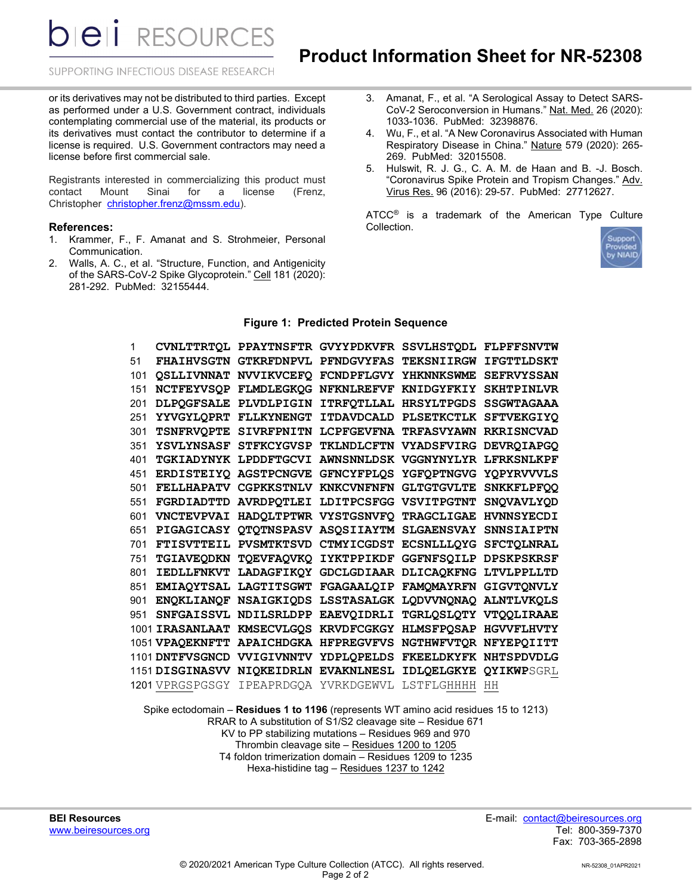or its derivatives may not be distributed to third parties. Except as performed under a U.S. Government contract, individuals contemplating commercial use of the material, its products or its derivatives must contact the contributor to determine if a license is required. U.S. Government contractors may need a license before first commercial sale.

Registrants interested in commercializing this product must contact Mount Sinai for a license (Frenz, Christopher christopher.frenz@mssm.edu).

### References:

1. Krammer, F., F. Amanat and S. Strohmeier, Personal Communication.
2. Walls, A. C., et al. "Structure, Function, and Antigenicity of the SARS-CoV-2 Spike Glycoprotein." Cell 181 (2020): 281-292. PubMed: 32155444.
3. Amanat, F., et al. "A Serological Assay to Detect SARS-CoV-2 Seroconversion in Humans." Nat. Med. 26 (2020): 1033-1036. PubMed: 32398876.
4. Wu, F., et al. "A New Coronavirus Associated with Human Respiratory Disease in China." Nature 579 (2020): 265-269. PubMed: 32015508.
5. Hulswit, R. J. G., C. A. M. de Haan and B. -J. Bosch. "Coronavirus Spike Protein and Tropism Changes." Adv. Virus Res. 96 (2016): 29-57. PubMed: 27712627.

ATCC® is a trademark of the American Type Culture Collection.

### Figure 1: Predicted Protein Sequence

```
1    CVNLTTRTQL PPAYTNSFTR GVYYPDKVFR SSVLHSTQDL FLPFFSNVTW
51   FHAIHVSGTN GTKRFDNPVL PFNDGVYFAS TEKSNIIRGW IFGTTLDSKT
101  QSLLIVNNAT NVVIKVCEFQ FCNDPFLGVY YHKNNKSWME SEFRVYSSAN
151  NCTFEYVSQP FLMDLEGKQG NFKNLREFVF KNIDGYFKIY SKHTPINLVR
201  DLPQGFSALE PLVDLPIGIN ITRFQTLLAL HRSYLTPGDS SSGWTAGAAA
251  YYVGYLQPRT FLLKYNENGT ITDAVDCALD PLSETKCTLK SFTVEKGIYQ
301  TSNFRVQPTE SIVRFPNITN LCPFGEVFNA TRFASVYAWN RKRISNCVAD
351  YSVLYNSASF STFKCYGVSP TKLNDLCFTN VYADSFVIRG DEVRQIAPGQ
401  TGKIADYNYK LPDDFTGCVI AWNSNNLDSK VGGNYNYLYR LFRKSNLKPF
451  ERDISTEIYQ AGSTPCNGVE GFNCYFPLQS YGFQPTNGVG YQPYRVVVLS
501  FELLHAPATV CGPKKSTNLV KNKCVNFNFN GLTGTGVLTE SNKKFLPFQQ
551  FGRDIADTTD AVRDPQTLEI LDITPCSFGG VSVITPGTNT SNQVAVLYQD
601  VNCTEVPVAI HADQLTPTWR VYSTGSNVFQ TRAGCLIGAE HVNNSYECDI
651  PIGAGICASY QTQTNSPASV ASQSIIAYTM SLGAENSVAY SNNSIAIPTN
701  FTISVTTEIL PVSMTKTSVD CTMYICGDST ECSNLLLQYG SFCTQLNRAL
751  TGIAVEQDKN TQEVFAQVKQ IYKTPPIKDF GGFNFSQILP DPSKPSKRSF
801  IEDLLFNKVT LADAGFIKQY GDCLGDIAAR DLICAQKFNG LTVLPPLLTD
851  EMIAQYTSAL LAGTITSGWT FGAGAALQIP FAMQMAYRFN GIGVTQNVLY
901  ENQKLIANQF NSAIGKIQDS LSSTASALGK LQDVVNQNAQ ALNTLVKQLS
951  SNFGAISSVL NDILSRLDPP EAEVQIDRLI TGRLQSLQTY VTQQLIRAAE
1001 IRASANLAAT KMSECVLGQS KRVDFCGKGY HLMSFPQSAP HGVVFLHVTY
1051 VPAQEKNFTT APAICHDGKA HFPREGVFVS NGTHWFVTQR NFYEPQIITT
1101 DNTFVSGNCD VVIGIVNNTV YDPLQPELDS FKEELDKYFK NHTSPDVDLG
1151 DISGINASVV NIQKEIDRLN EVAKNLNESL IDLQELGKYE QYIKWPSGRL
1201 VPRGSPGSGY IPEAPRDGQA YVRKDGEWVL LSTFLGHHHH HH
```

Spike ectodomain – **Residues 1 to 1196** (represents WT amino acid residues 15 to 1213)
RRAR to A substitution of S1/S2 cleavage site – Residue 671
KV to PP stabilizing mutations – Residues 969 and 970
Thrombin cleavage site – Residues 1200 to 1205
T4 foldon trimerization domain – Residues 1209 to 1235
Hexa-histidine tag – Residues 1237 to 1242

**BEI Resources**
www.beiresources.org

E-mail: contact@beiresources.org
Tel: 800-359-7370
Fax: 703-365-2898

© 2020/2021 American Type Culture Collection (ATCC). All rights reserved.

NR-52308_01APR2021